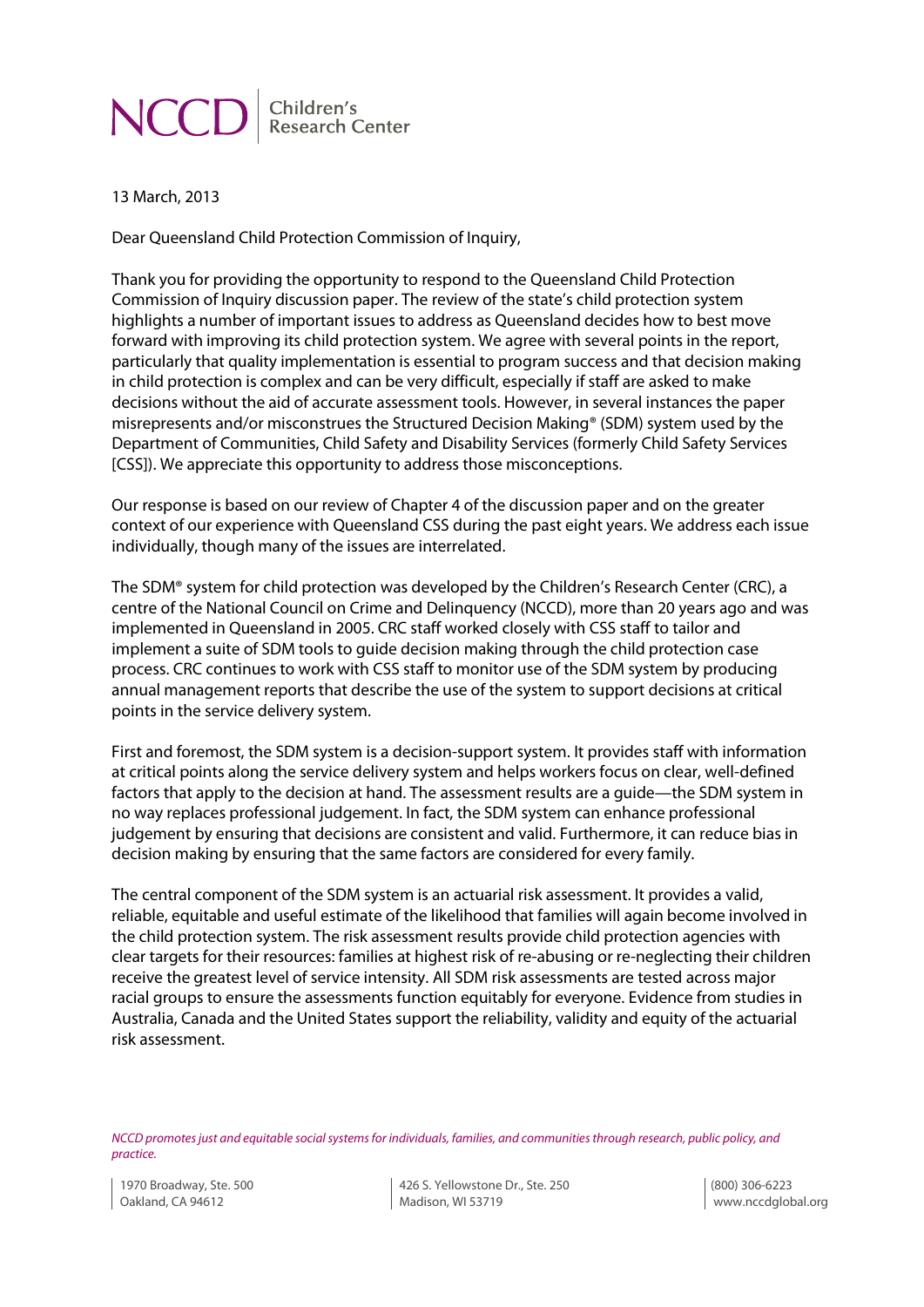NCCD | Children's Research Center

13 March, 2013

Dear Queensland Child Protection Commission of Inquiry,

Thank you for providing the opportunity to respond to the Queensland Child Protection Commission of Inquiry discussion paper. The review of the state's child protection system highlights a number of important issues to address as Queensland decides how to best move forward with improving its child protection system. We agree with several points in the report, particularly that quality implementation is essential to program success and that decision making in child protection is complex and can be very difficult, especially if staff are asked to make decisions without the aid of accurate assessment tools. However, in several instances the paper misrepresents and/or misconstrues the Structured Decision Making® (SDM) system used by the Department of Communities, Child Safety and Disability Services (formerly Child Safety Services [CSS]). We appreciate this opportunity to address those misconceptions.

Our response is based on our review of Chapter 4 of the discussion paper and on the greater context of our experience with Queensland CSS during the past eight years. We address each issue individually, though many of the issues are interrelated.

The SDM® system for child protection was developed by the Children's Research Center (CRC), a centre of the National Council on Crime and Delinquency (NCCD), more than 20 years ago and was implemented in Queensland in 2005. CRC staff worked closely with CSS staff to tailor and implement a suite of SDM tools to guide decision making through the child protection case process. CRC continues to work with CSS staff to monitor use of the SDM system by producing annual management reports that describe the use of the system to support decisions at critical points in the service delivery system.

First and foremost, the SDM system is a decision-support system. It provides staff with information at critical points along the service delivery system and helps workers focus on clear, well-defined factors that apply to the decision at hand. The assessment results are a guide—the SDM system in no way replaces professional judgement. In fact, the SDM system can enhance professional judgement by ensuring that decisions are consistent and valid. Furthermore, it can reduce bias in decision making by ensuring that the same factors are considered for every family.

The central component of the SDM system is an actuarial risk assessment. It provides a valid, reliable, equitable and useful estimate of the likelihood that families will again become involved in the child protection system. The risk assessment results provide child protection agencies with clear targets for their resources: families at highest risk of re-abusing or re-neglecting their children receive the greatest level of service intensity. All SDM risk assessments are tested across major racial groups to ensure the assessments function equitably for everyone. Evidence from studies in Australia, Canada and the United States support the reliability, validity and equity of the actuarial risk assessment.

*NCCD promotes just and equitable social systems for individuals, families, and communities through research, public policy, and practice.*

1970 Broadway, Ste. 500
Oakland, CA 94612

426 S. Yellowstone Dr., Ste. 250
Madison, WI 53719

(800) 306-6223
www.nccdglobal.org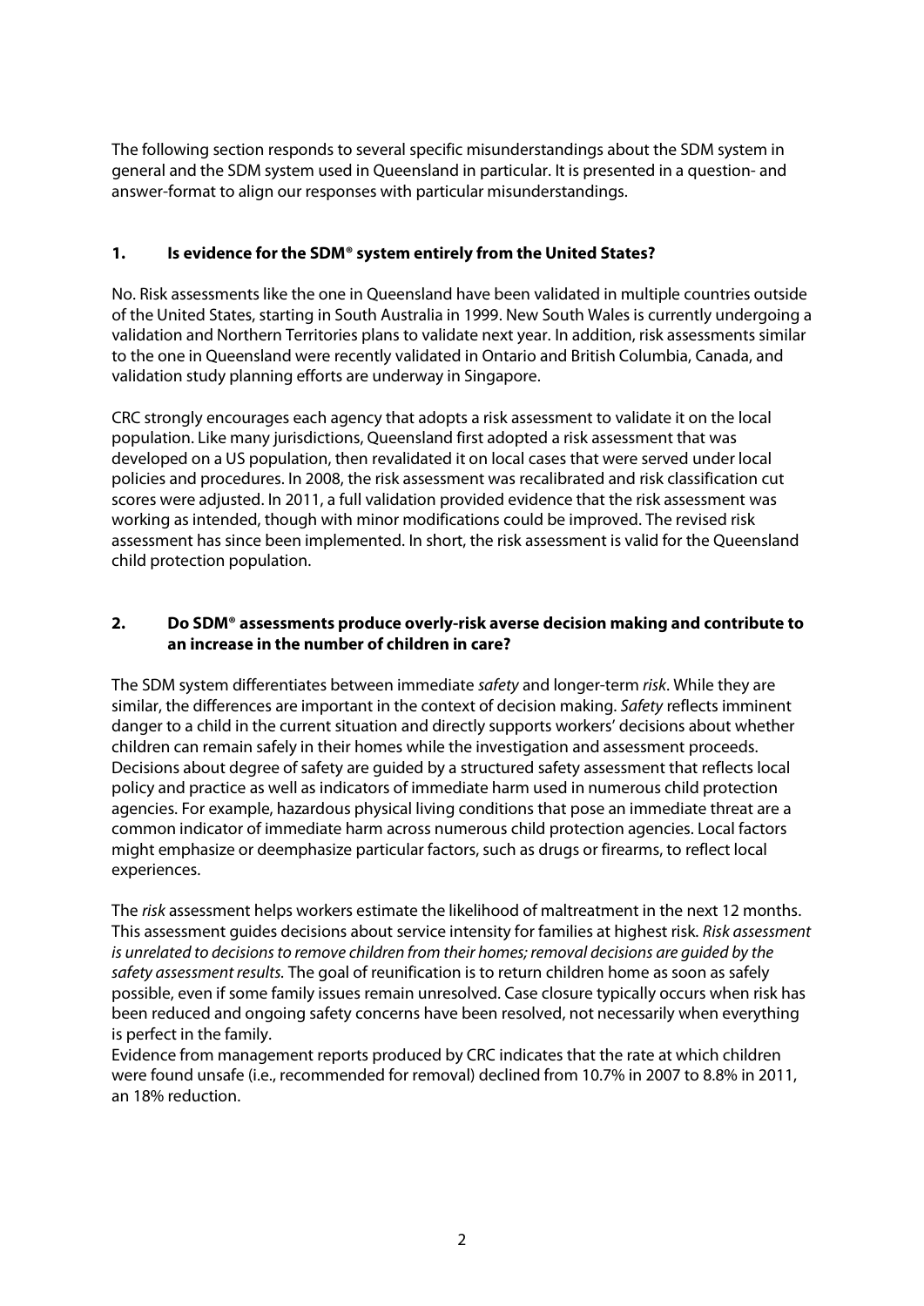The following section responds to several specific misunderstandings about the SDM system in general and the SDM system used in Queensland in particular. It is presented in a question- and answer-format to align our responses with particular misunderstandings.

## 1. Is evidence for the SDM® system entirely from the United States?

No. Risk assessments like the one in Queensland have been validated in multiple countries outside of the United States, starting in South Australia in 1999. New South Wales is currently undergoing a validation and Northern Territories plans to validate next year. In addition, risk assessments similar to the one in Queensland were recently validated in Ontario and British Columbia, Canada, and validation study planning efforts are underway in Singapore.

CRC strongly encourages each agency that adopts a risk assessment to validate it on the local population. Like many jurisdictions, Queensland first adopted a risk assessment that was developed on a US population, then revalidated it on local cases that were served under local policies and procedures. In 2008, the risk assessment was recalibrated and risk classification cut scores were adjusted. In 2011, a full validation provided evidence that the risk assessment was working as intended, though with minor modifications could be improved. The revised risk assessment has since been implemented. In short, the risk assessment is valid for the Queensland child protection population.

## 2. Do SDM® assessments produce overly-risk averse decision making and contribute to an increase in the number of children in care?

The SDM system differentiates between immediate *safety* and longer-term *risk*. While they are similar, the differences are important in the context of decision making. *Safety* reflects imminent danger to a child in the current situation and directly supports workers' decisions about whether children can remain safely in their homes while the investigation and assessment proceeds. Decisions about degree of safety are guided by a structured safety assessment that reflects local policy and practice as well as indicators of immediate harm used in numerous child protection agencies. For example, hazardous physical living conditions that pose an immediate threat are a common indicator of immediate harm across numerous child protection agencies. Local factors might emphasize or deemphasize particular factors, such as drugs or firearms, to reflect local experiences.

The *risk* assessment helps workers estimate the likelihood of maltreatment in the next 12 months. This assessment guides decisions about service intensity for families at highest risk. *Risk assessment is unrelated to decisions to remove children from their homes; removal decisions are guided by the safety assessment results.* The goal of reunification is to return children home as soon as safely possible, even if some family issues remain unresolved. Case closure typically occurs when risk has been reduced and ongoing safety concerns have been resolved, not necessarily when everything is perfect in the family.

Evidence from management reports produced by CRC indicates that the rate at which children were found unsafe (i.e., recommended for removal) declined from 10.7% in 2007 to 8.8% in 2011, an 18% reduction.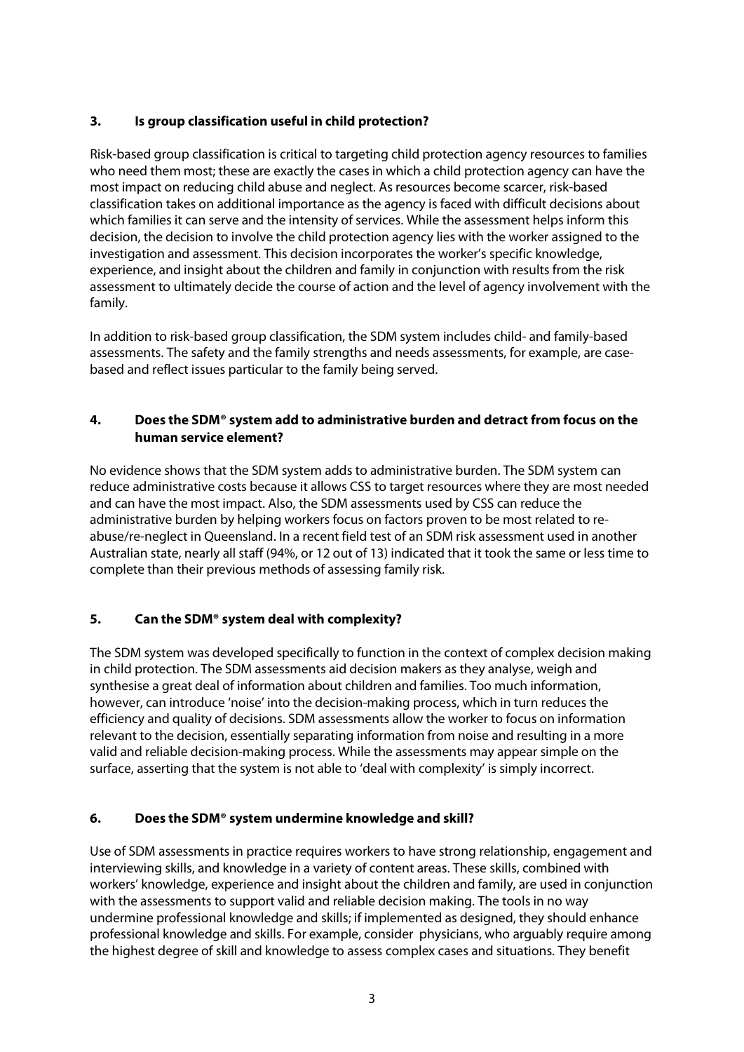### 3. Is group classification useful in child protection?

Risk-based group classification is critical to targeting child protection agency resources to families who need them most; these are exactly the cases in which a child protection agency can have the most impact on reducing child abuse and neglect. As resources become scarcer, risk-based classification takes on additional importance as the agency is faced with difficult decisions about which families it can serve and the intensity of services. While the assessment helps inform this decision, the decision to involve the child protection agency lies with the worker assigned to the investigation and assessment. This decision incorporates the worker's specific knowledge, experience, and insight about the children and family in conjunction with results from the risk assessment to ultimately decide the course of action and the level of agency involvement with the family.

In addition to risk-based group classification, the SDM system includes child- and family-based assessments. The safety and the family strengths and needs assessments, for example, are case-based and reflect issues particular to the family being served.

### 4. Does the SDM® system add to administrative burden and detract from focus on the human service element?

No evidence shows that the SDM system adds to administrative burden. The SDM system can reduce administrative costs because it allows CSS to target resources where they are most needed and can have the most impact. Also, the SDM assessments used by CSS can reduce the administrative burden by helping workers focus on factors proven to be most related to re-abuse/re-neglect in Queensland. In a recent field test of an SDM risk assessment used in another Australian state, nearly all staff (94%, or 12 out of 13) indicated that it took the same or less time to complete than their previous methods of assessing family risk.

### 5. Can the SDM® system deal with complexity?

The SDM system was developed specifically to function in the context of complex decision making in child protection. The SDM assessments aid decision makers as they analyse, weigh and synthesise a great deal of information about children and families. Too much information, however, can introduce 'noise' into the decision-making process, which in turn reduces the efficiency and quality of decisions. SDM assessments allow the worker to focus on information relevant to the decision, essentially separating information from noise and resulting in a more valid and reliable decision-making process. While the assessments may appear simple on the surface, asserting that the system is not able to 'deal with complexity' is simply incorrect.

### 6. Does the SDM® system undermine knowledge and skill?

Use of SDM assessments in practice requires workers to have strong relationship, engagement and interviewing skills, and knowledge in a variety of content areas. These skills, combined with workers' knowledge, experience and insight about the children and family, are used in conjunction with the assessments to support valid and reliable decision making. The tools in no way undermine professional knowledge and skills; if implemented as designed, they should enhance professional knowledge and skills. For example, consider physicians, who arguably require among the highest degree of skill and knowledge to assess complex cases and situations. They benefit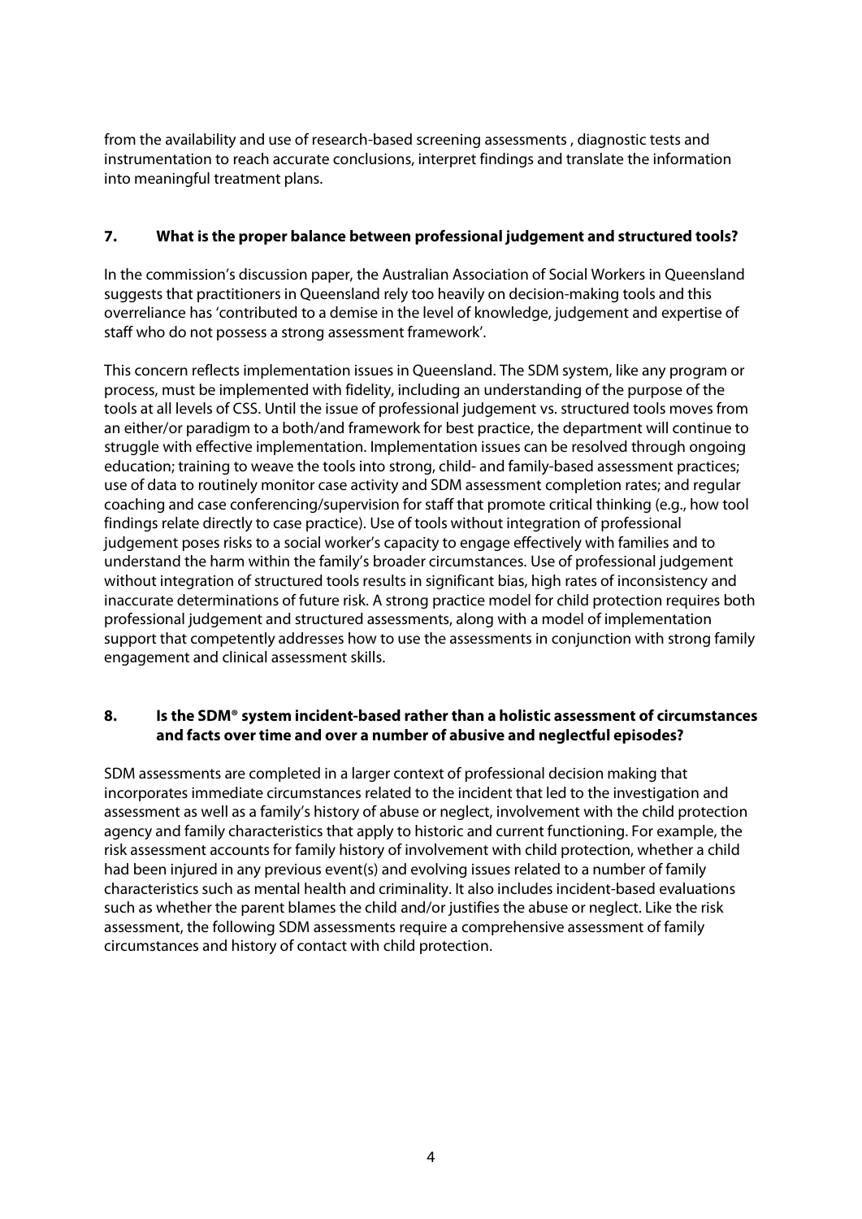from the availability and use of research-based screening assessments , diagnostic tests and instrumentation to reach accurate conclusions, interpret findings and translate the information into meaningful treatment plans.

### 7. What is the proper balance between professional judgement and structured tools?

In the commission's discussion paper, the Australian Association of Social Workers in Queensland suggests that practitioners in Queensland rely too heavily on decision-making tools and this overreliance has 'contributed to a demise in the level of knowledge, judgement and expertise of staff who do not possess a strong assessment framework'.

This concern reflects implementation issues in Queensland. The SDM system, like any program or process, must be implemented with fidelity, including an understanding of the purpose of the tools at all levels of CSS. Until the issue of professional judgement vs. structured tools moves from an either/or paradigm to a both/and framework for best practice, the department will continue to struggle with effective implementation. Implementation issues can be resolved through ongoing education; training to weave the tools into strong, child- and family-based assessment practices; use of data to routinely monitor case activity and SDM assessment completion rates; and regular coaching and case conferencing/supervision for staff that promote critical thinking (e.g., how tool findings relate directly to case practice). Use of tools without integration of professional judgement poses risks to a social worker's capacity to engage effectively with families and to understand the harm within the family's broader circumstances. Use of professional judgement without integration of structured tools results in significant bias, high rates of inconsistency and inaccurate determinations of future risk. A strong practice model for child protection requires both professional judgement and structured assessments, along with a model of implementation support that competently addresses how to use the assessments in conjunction with strong family engagement and clinical assessment skills.

### 8. Is the SDM® system incident-based rather than a holistic assessment of circumstances and facts over time and over a number of abusive and neglectful episodes?

SDM assessments are completed in a larger context of professional decision making that incorporates immediate circumstances related to the incident that led to the investigation and assessment as well as a family's history of abuse or neglect, involvement with the child protection agency and family characteristics that apply to historic and current functioning. For example, the risk assessment accounts for family history of involvement with child protection, whether a child had been injured in any previous event(s) and evolving issues related to a number of family characteristics such as mental health and criminality. It also includes incident-based evaluations such as whether the parent blames the child and/or justifies the abuse or neglect. Like the risk assessment, the following SDM assessments require a comprehensive assessment of family circumstances and history of contact with child protection.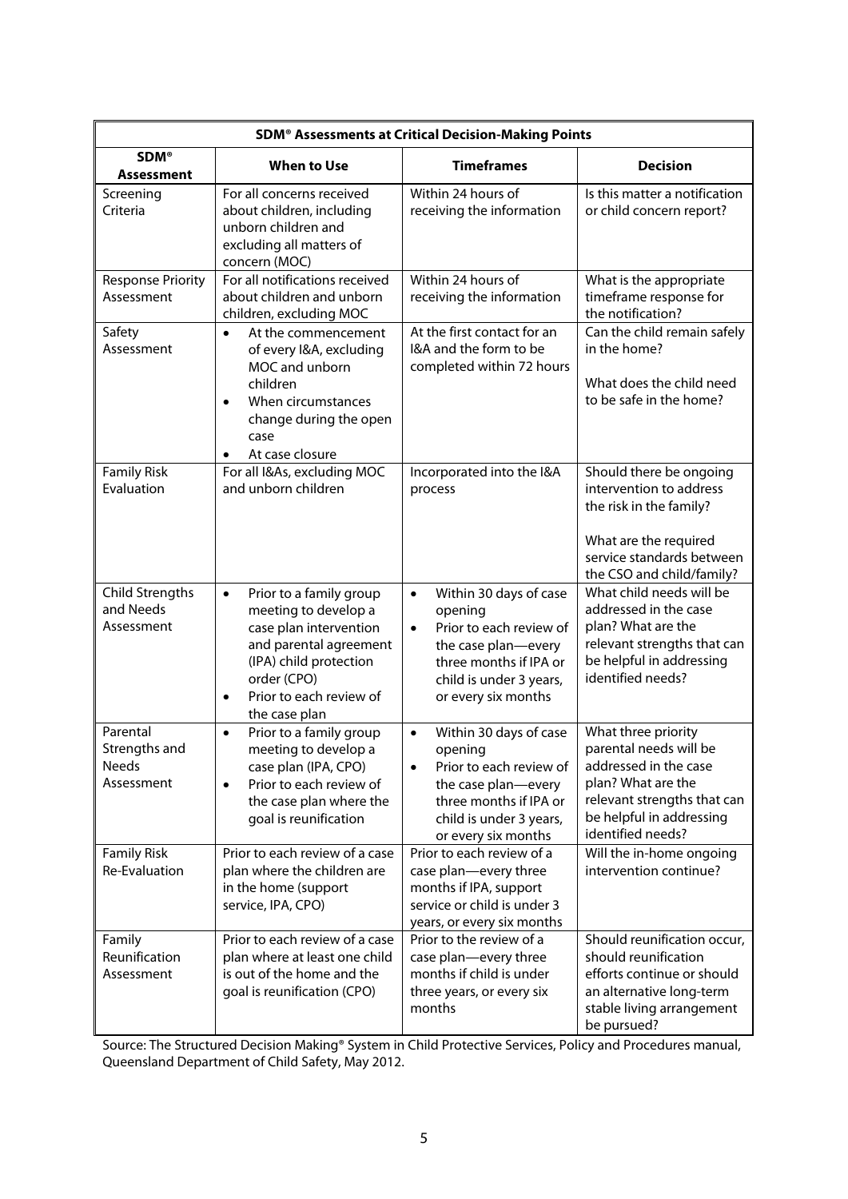| SDM® Assessments at Critical Decision-Making Points | | | |
|---|---|---|---|
| **SDM® Assessment** | **When to Use** | **Timeframes** | **Decision** |
| Screening Criteria | For all concerns received about children, including unborn children and excluding all matters of concern (MOC) | Within 24 hours of receiving the information | Is this matter a notification or child concern report? |
| Response Priority Assessment | For all notifications received about children and unborn children, excluding MOC | Within 24 hours of receiving the information | What is the appropriate timeframe response for the notification? |
| Safety Assessment | • At the commencement of every I&A, excluding MOC and unborn children<br>• When circumstances change during the open case<br>• At case closure | At the first contact for an I&A and the form to be completed within 72 hours | Can the child remain safely in the home?<br><br>What does the child need to be safe in the home? |
| Family Risk Evaluation | For all I&As, excluding MOC and unborn children | Incorporated into the I&A process | Should there be ongoing intervention to address the risk in the family?<br><br>What are the required service standards between the CSO and child/family? |
| Child Strengths and Needs Assessment | • Prior to a family group meeting to develop a case plan intervention and parental agreement (IPA) child protection order (CPO)<br>• Prior to each review of the case plan | • Within 30 days of case opening<br>• Prior to each review of the case plan—every three months if IPA or child is under 3 years, or every six months | What child needs will be addressed in the case plan? What are the relevant strengths that can be helpful in addressing identified needs? |
| Parental Strengths and Needs Assessment | • Prior to a family group meeting to develop a case plan (IPA, CPO)<br>• Prior to each review of the case plan where the goal is reunification | • Within 30 days of case opening<br>• Prior to each review of the case plan—every three months if IPA or child is under 3 years, or every six months | What three priority parental needs will be addressed in the case plan? What are the relevant strengths that can be helpful in addressing identified needs? |
| Family Risk Re-Evaluation | Prior to each review of a case plan where the children are in the home (support service, IPA, CPO) | Prior to each review of a case plan—every three months if IPA, support service or child is under 3 years, or every six months | Will the in-home ongoing intervention continue? |
| Family Reunification Assessment | Prior to each review of a case plan where at least one child is out of the home and the goal is reunification (CPO) | Prior to the review of a case plan—every three months if child is under three years, or every six months | Should reunification occur, should reunification efforts continue or should an alternative long-term stable living arrangement be pursued? |

Source: The Structured Decision Making® System in Child Protective Services, Policy and Procedures manual, Queensland Department of Child Safety, May 2012.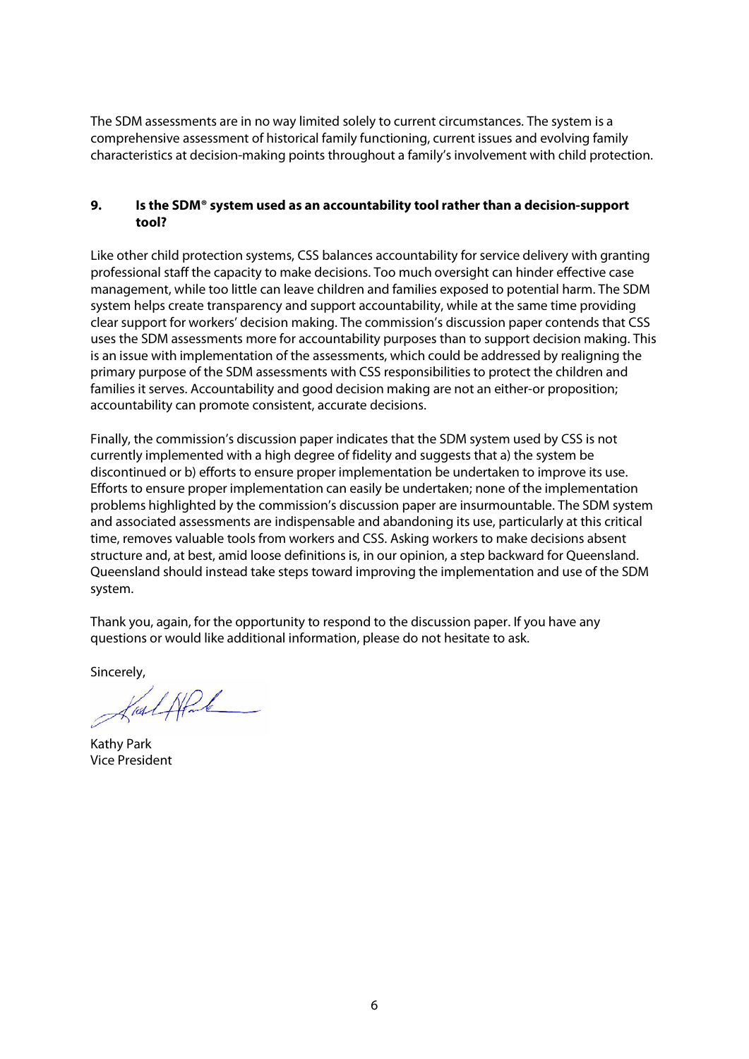The SDM assessments are in no way limited solely to current circumstances. The system is a comprehensive assessment of historical family functioning, current issues and evolving family characteristics at decision-making points throughout a family's involvement with child protection.

**9. Is the SDM® system used as an accountability tool rather than a decision-support tool?**

Like other child protection systems, CSS balances accountability for service delivery with granting professional staff the capacity to make decisions. Too much oversight can hinder effective case management, while too little can leave children and families exposed to potential harm. The SDM system helps create transparency and support accountability, while at the same time providing clear support for workers' decision making. The commission's discussion paper contends that CSS uses the SDM assessments more for accountability purposes than to support decision making. This is an issue with implementation of the assessments, which could be addressed by realigning the primary purpose of the SDM assessments with CSS responsibilities to protect the children and families it serves. Accountability and good decision making are not an either-or proposition; accountability can promote consistent, accurate decisions.

Finally, the commission's discussion paper indicates that the SDM system used by CSS is not currently implemented with a high degree of fidelity and suggests that a) the system be discontinued or b) efforts to ensure proper implementation be undertaken to improve its use. Efforts to ensure proper implementation can easily be undertaken; none of the implementation problems highlighted by the commission's discussion paper are insurmountable. The SDM system and associated assessments are indispensable and abandoning its use, particularly at this critical time, removes valuable tools from workers and CSS. Asking workers to make decisions absent structure and, at best, amid loose definitions is, in our opinion, a step backward for Queensland. Queensland should instead take steps toward improving the implementation and use of the SDM system.

Thank you, again, for the opportunity to respond to the discussion paper. If you have any questions or would like additional information, please do not hesitate to ask.

Sincerely,

Kathy Park
Vice President